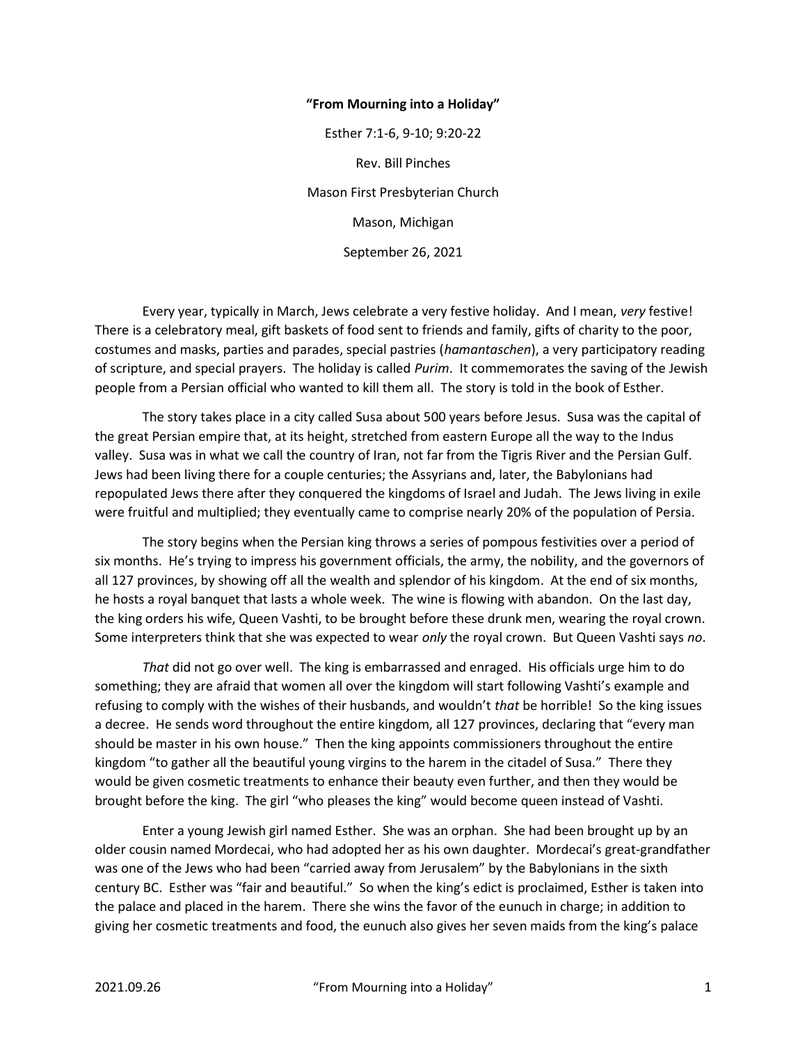**"From Mourning into a Holiday"**

Esther 7:1-6, 9-10; 9:20-22

Rev. Bill Pinches

Mason First Presbyterian Church

Mason, Michigan

September 26, 2021

Every year, typically in March, Jews celebrate a very festive holiday. And I mean, *very* festive! There is a celebratory meal, gift baskets of food sent to friends and family, gifts of charity to the poor, costumes and masks, parties and parades, special pastries (*hamantaschen*), a very participatory reading of scripture, and special prayers. The holiday is called *Purim*. It commemorates the saving of the Jewish people from a Persian official who wanted to kill them all. The story is told in the book of Esther.

The story takes place in a city called Susa about 500 years before Jesus. Susa was the capital of the great Persian empire that, at its height, stretched from eastern Europe all the way to the Indus valley. Susa was in what we call the country of Iran, not far from the Tigris River and the Persian Gulf. Jews had been living there for a couple centuries; the Assyrians and, later, the Babylonians had repopulated Jews there after they conquered the kingdoms of Israel and Judah. The Jews living in exile were fruitful and multiplied; they eventually came to comprise nearly 20% of the population of Persia.

The story begins when the Persian king throws a series of pompous festivities over a period of six months. He's trying to impress his government officials, the army, the nobility, and the governors of all 127 provinces, by showing off all the wealth and splendor of his kingdom. At the end of six months, he hosts a royal banquet that lasts a whole week. The wine is flowing with abandon. On the last day, the king orders his wife, Queen Vashti, to be brought before these drunk men, wearing the royal crown. Some interpreters think that she was expected to wear *only* the royal crown. But Queen Vashti says *no*.

*That* did not go over well. The king is embarrassed and enraged. His officials urge him to do something; they are afraid that women all over the kingdom will start following Vashti's example and refusing to comply with the wishes of their husbands, and wouldn't *that* be horrible! So the king issues a decree. He sends word throughout the entire kingdom, all 127 provinces, declaring that "every man should be master in his own house." Then the king appoints commissioners throughout the entire kingdom "to gather all the beautiful young virgins to the harem in the citadel of Susa." There they would be given cosmetic treatments to enhance their beauty even further, and then they would be brought before the king. The girl "who pleases the king" would become queen instead of Vashti.

Enter a young Jewish girl named Esther. She was an orphan. She had been brought up by an older cousin named Mordecai, who had adopted her as his own daughter. Mordecai's great-grandfather was one of the Jews who had been "carried away from Jerusalem" by the Babylonians in the sixth century BC. Esther was "fair and beautiful." So when the king's edict is proclaimed, Esther is taken into the palace and placed in the harem. There she wins the favor of the eunuch in charge; in addition to giving her cosmetic treatments and food, the eunuch also gives her seven maids from the king's palace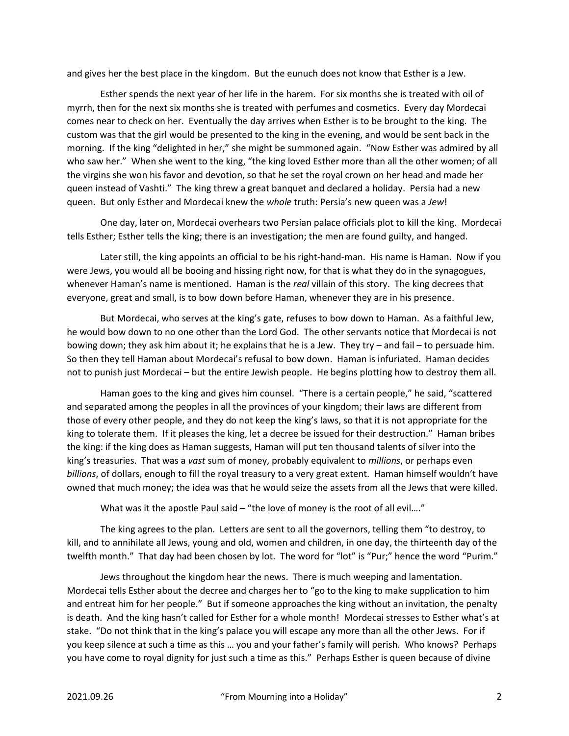and gives her the best place in the kingdom. But the eunuch does not know that Esther is a Jew.

Esther spends the next year of her life in the harem. For six months she is treated with oil of myrrh, then for the next six months she is treated with perfumes and cosmetics. Every day Mordecai comes near to check on her. Eventually the day arrives when Esther is to be brought to the king. The custom was that the girl would be presented to the king in the evening, and would be sent back in the morning. If the king "delighted in her," she might be summoned again. "Now Esther was admired by all who saw her." When she went to the king, "the king loved Esther more than all the other women; of all the virgins she won his favor and devotion, so that he set the royal crown on her head and made her queen instead of Vashti." The king threw a great banquet and declared a holiday. Persia had a new queen. But only Esther and Mordecai knew the *whole* truth: Persia's new queen was a *Jew*!

One day, later on, Mordecai overhears two Persian palace officials plot to kill the king. Mordecai tells Esther; Esther tells the king; there is an investigation; the men are found guilty, and hanged.

Later still, the king appoints an official to be his right-hand-man. His name is Haman. Now if you were Jews, you would all be booing and hissing right now, for that is what they do in the synagogues, whenever Haman's name is mentioned. Haman is the *real* villain of this story. The king decrees that everyone, great and small, is to bow down before Haman, whenever they are in his presence.

But Mordecai, who serves at the king's gate, refuses to bow down to Haman. As a faithful Jew, he would bow down to no one other than the Lord God. The other servants notice that Mordecai is not bowing down; they ask him about it; he explains that he is a Jew. They try – and fail – to persuade him. So then they tell Haman about Mordecai's refusal to bow down. Haman is infuriated. Haman decides not to punish just Mordecai – but the entire Jewish people. He begins plotting how to destroy them all.

Haman goes to the king and gives him counsel. "There is a certain people," he said, "scattered and separated among the peoples in all the provinces of your kingdom; their laws are different from those of every other people, and they do not keep the king's laws, so that it is not appropriate for the king to tolerate them. If it pleases the king, let a decree be issued for their destruction." Haman bribes the king: if the king does as Haman suggests, Haman will put ten thousand talents of silver into the king's treasuries. That was a *vast* sum of money, probably equivalent to *millions*, or perhaps even *billions*, of dollars, enough to fill the royal treasury to a very great extent. Haman himself wouldn't have owned that much money; the idea was that he would seize the assets from all the Jews that were killed.

What was it the apostle Paul said – "the love of money is the root of all evil…."

The king agrees to the plan. Letters are sent to all the governors, telling them "to destroy, to kill, and to annihilate all Jews, young and old, women and children, in one day, the thirteenth day of the twelfth month." That day had been chosen by lot. The word for "lot" is "Pur;" hence the word "Purim."

Jews throughout the kingdom hear the news. There is much weeping and lamentation. Mordecai tells Esther about the decree and charges her to "go to the king to make supplication to him and entreat him for her people." But if someone approaches the king without an invitation, the penalty is death. And the king hasn't called for Esther for a whole month! Mordecai stresses to Esther what's at stake. "Do not think that in the king's palace you will escape any more than all the other Jews. For if you keep silence at such a time as this … you and your father's family will perish. Who knows? Perhaps you have come to royal dignity for just such a time as this." Perhaps Esther is queen because of divine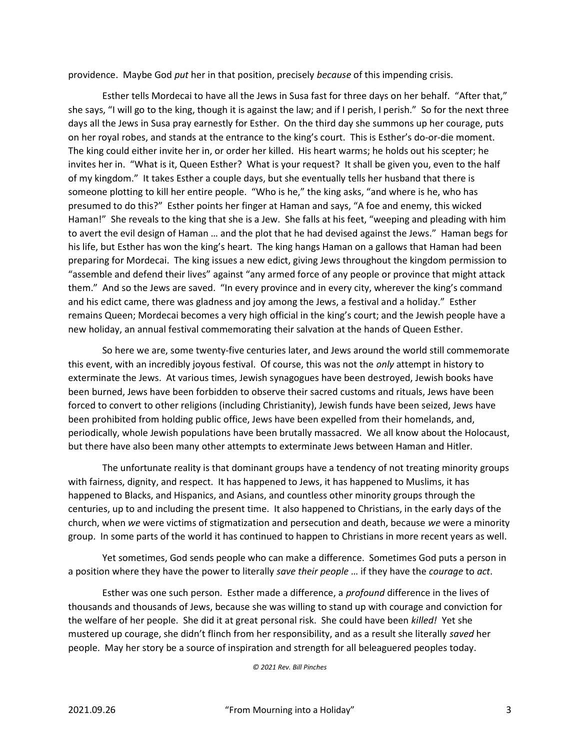providence. Maybe God *put* her in that position, precisely *because* of this impending crisis.

Esther tells Mordecai to have all the Jews in Susa fast for three days on her behalf. "After that," she says, "I will go to the king, though it is against the law; and if I perish, I perish." So for the next three days all the Jews in Susa pray earnestly for Esther. On the third day she summons up her courage, puts on her royal robes, and stands at the entrance to the king's court. This is Esther's do-or-die moment. The king could either invite her in, or order her killed. His heart warms; he holds out his scepter; he invites her in. "What is it, Queen Esther? What is your request? It shall be given you, even to the half of my kingdom." It takes Esther a couple days, but she eventually tells her husband that there is someone plotting to kill her entire people. "Who is he," the king asks, "and where is he, who has presumed to do this?" Esther points her finger at Haman and says, "A foe and enemy, this wicked Haman!" She reveals to the king that she is a Jew. She falls at his feet, "weeping and pleading with him to avert the evil design of Haman … and the plot that he had devised against the Jews." Haman begs for his life, but Esther has won the king's heart. The king hangs Haman on a gallows that Haman had been preparing for Mordecai. The king issues a new edict, giving Jews throughout the kingdom permission to "assemble and defend their lives" against "any armed force of any people or province that might attack them." And so the Jews are saved. "In every province and in every city, wherever the king's command and his edict came, there was gladness and joy among the Jews, a festival and a holiday." Esther remains Queen; Mordecai becomes a very high official in the king's court; and the Jewish people have a new holiday, an annual festival commemorating their salvation at the hands of Queen Esther.

So here we are, some twenty-five centuries later, and Jews around the world still commemorate this event, with an incredibly joyous festival. Of course, this was not the *only* attempt in history to exterminate the Jews. At various times, Jewish synagogues have been destroyed, Jewish books have been burned, Jews have been forbidden to observe their sacred customs and rituals, Jews have been forced to convert to other religions (including Christianity), Jewish funds have been seized, Jews have been prohibited from holding public office, Jews have been expelled from their homelands, and, periodically, whole Jewish populations have been brutally massacred. We all know about the Holocaust, but there have also been many other attempts to exterminate Jews between Haman and Hitler.

The unfortunate reality is that dominant groups have a tendency of not treating minority groups with fairness, dignity, and respect. It has happened to Jews, it has happened to Muslims, it has happened to Blacks, and Hispanics, and Asians, and countless other minority groups through the centuries, up to and including the present time. It also happened to Christians, in the early days of the church, when *we* were victims of stigmatization and persecution and death, because *we* were a minority group. In some parts of the world it has continued to happen to Christians in more recent years as well.

Yet sometimes, God sends people who can make a difference. Sometimes God puts a person in a position where they have the power to literally *save their people* … if they have the *courage* to *act*.

Esther was one such person. Esther made a difference, a *profound* difference in the lives of thousands and thousands of Jews, because she was willing to stand up with courage and conviction for the welfare of her people. She did it at great personal risk. She could have been *killed!* Yet she mustered up courage, she didn't flinch from her responsibility, and as a result she literally *saved* her people. May her story be a source of inspiration and strength for all beleaguered peoples today.

*© 2021 Rev. Bill Pinches*